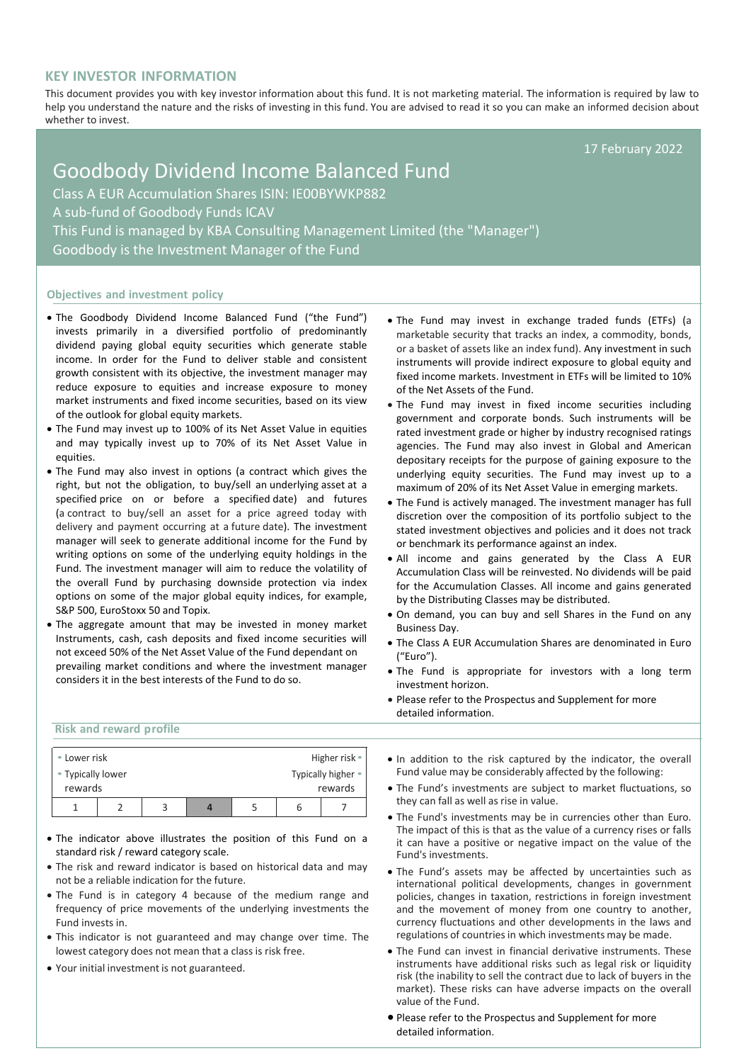## KEY INVESTOR INFORMATION

This document provides you with key investor information about this fund. It is not marketing material. The information is required by law to help you understand the nature and the risks of investing in this fund. You are advised to read it so you can make an informed decision about whether to invest.

17 February 2022

# Goodbody Dividend Income Balanced Fund

Class A EUR Accumulation Shares ISIN: IE00BYWKP882

A sub-fund of Goodbody Funds ICAV

This Fund is managed by KBA Consulting Management Limited (the "Manager")

Goodbody is the Investment Manager of the Fund

### Objectives and investment policy

- The Goodbody Dividend Income Balanced Fund ("the Fund") invests primarily in a diversified portfolio of predominantly dividend paying global equity securities which generate stable income. In order for the Fund to deliver stable and consistent growth consistent with its objective, the investment manager may reduce exposure to equities and increase exposure to money market instruments and fixed income securities, based on its view of the outlook for global equity markets.
- The Fund may invest up to 100% of its Net Asset Value in equities and may typically invest up to 70% of its Net Asset Value in equities.
- The Fund may also invest in options (a contract which gives the right, but not the obligation, to buy/sell an underlying asset at a specified price on or before a specified date) and futures (a contract to buy/sell an asset for a price agreed today with delivery and payment occurring at a future date). The investment manager will seek to generate additional income for the Fund by writing options on some of the underlying equity holdings in the Fund. The investment manager will aim to reduce the volatility of the overall Fund by purchasing downside protection via index options on some of the major global equity indices, for example, S&P 500, EuroStoxx 50 and Topix.
- The aggregate amount that may be invested in money market Instruments, cash, cash deposits and fixed income securities will not exceed 50% of the Net Asset Value of the Fund dependant on prevailing market conditions and where the investment manager considers it in the best interests of the Fund to do so.
- The Fund may invest in exchange traded funds (ETFs) (a marketable security that tracks an index, a commodity, bonds, or a basket of assets like an index fund). Any investment in such instruments will provide indirect exposure to global equity and fixed income markets. Investment in ETFs will be limited to 10% of the Net Assets of the Fund.
- The Fund may invest in fixed income securities including government and corporate bonds. Such instruments will be rated investment grade or higher by industry recognised ratings agencies. The Fund may also invest in Global and American depositary receipts for the purpose of gaining exposure to the underlying equity securities. The Fund may invest up to a maximum of 20% of its Net Asset Value in emerging markets.
- The Fund is actively managed. The investment manager has full discretion over the composition of its portfolio subject to the stated investment objectives and policies and it does not track or benchmark its performance against an index.
- All income and gains generated by the Class A EUR Accumulation Class will be reinvested. No dividends will be paid for the Accumulation Classes. All income and gains generated by the Distributing Classes may be distributed.
- On demand, you can buy and sell Shares in the Fund on any Business Day.
- The Class A EUR Accumulation Shares are denominated in Euro ("Euro").
- The Fund is appropriate for investors with a long term investment horizon.
- Please refer to the Prospectus and Supplement for more detailed information.

### Risk and reward profile

| Lower risk<br>Typically lower rewards | | | | | | Higher risk<br>Typically higher rewards |
|---|---|---|---|---|---|---|
| 1 | 2 | 3 | **4** | 5 | 6 | 7 |

- The indicator above illustrates the position of this Fund on a standard risk / reward category scale.
- The risk and reward indicator is based on historical data and may not be a reliable indication for the future.
- The Fund is in category 4 because of the medium range and frequency of price movements of the underlying investments the Fund invests in.
- This indicator is not guaranteed and may change over time. The lowest category does not mean that a class is risk free.
- Your initial investment is not guaranteed.
- In addition to the risk captured by the indicator, the overall Fund value may be considerably affected by the following:
- The Fund's investments are subject to market fluctuations, so they can fall as well as rise in value.
- The Fund's investments may be in currencies other than Euro. The impact of this is that as the value of a currency rises or falls it can have a positive or negative impact on the value of the Fund's investments.
- The Fund's assets may be affected by uncertainties such as international political developments, changes in government policies, changes in taxation, restrictions in foreign investment and the movement of money from one country to another, currency fluctuations and other developments in the laws and regulations of countries in which investments may be made.
- The Fund can invest in financial derivative instruments. These instruments have additional risks such as legal risk or liquidity risk (the inability to sell the contract due to lack of buyers in the market). These risks can have adverse impacts on the overall value of the Fund.
- Please refer to the Prospectus and Supplement for more detailed information.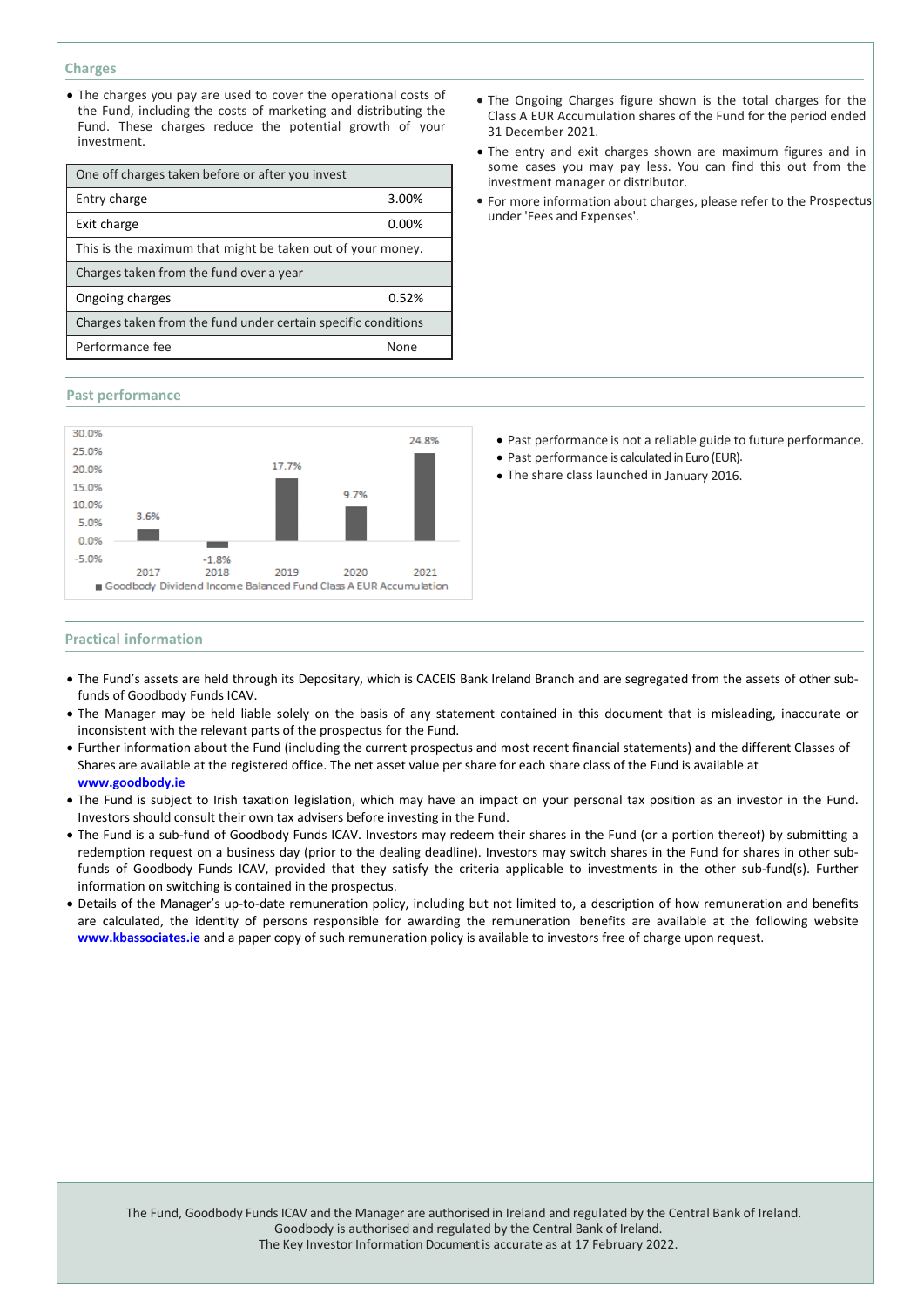## Charges

- The charges you pay are used to cover the operational costs of the Fund, including the costs of marketing and distributing the Fund. These charges reduce the potential growth of your investment.

| One off charges taken before or after you invest | |
|---|---|
| Entry charge | 3.00% |
| Exit charge | 0.00% |
| This is the maximum that might be taken out of your money. | |
| Charges taken from the fund over a year | |
| Ongoing charges | 0.52% |
| Charges taken from the fund under certain specific conditions | |
| Performance fee | None |

- The Ongoing Charges figure shown is the total charges for the Class A EUR Accumulation shares of the Fund for the period ended 31 December 2021.
- The entry and exit charges shown are maximum figures and in some cases you may pay less. You can find this out from the investment manager or distributor.
- For more information about charges, please refer to the Prospectus under 'Fees and Expenses'.

## Past performance

30.0%
25.0%
20.0%
15.0%
10.0%
5.0%
0.0%
-5.0%

3.6%
-1.8%
17.7%
9.7%
24.8%

2017
2018
2019
2020
2021

Goodbody Dividend Income Balanced Fund Class A EUR Accumulation

- Past performance is not a reliable guide to future performance.
- Past performance is calculated in Euro (EUR).
- The share class launched in January 2016.

## Practical information

- The Fund's assets are held through its Depositary, which is CACEIS Bank Ireland Branch and are segregated from the assets of other sub-funds of Goodbody Funds ICAV.
- The Manager may be held liable solely on the basis of any statement contained in this document that is misleading, inaccurate or inconsistent with the relevant parts of the prospectus for the Fund.
- Further information about the Fund (including the current prospectus and most recent financial statements) and the different Classes of Shares are available at the registered office. The net asset value per share for each share class of the Fund is available at **www.goodbody.ie**
- The Fund is subject to Irish taxation legislation, which may have an impact on your personal tax position as an investor in the Fund. Investors should consult their own tax advisers before investing in the Fund.
- The Fund is a sub-fund of Goodbody Funds ICAV. Investors may redeem their shares in the Fund (or a portion thereof) by submitting a redemption request on a business day (prior to the dealing deadline). Investors may switch shares in the Fund for shares in other sub-funds of Goodbody Funds ICAV, provided that they satisfy the criteria applicable to investments in the other sub-fund(s). Further information on switching is contained in the prospectus.
- Details of the Manager's up-to-date remuneration policy, including but not limited to, a description of how remuneration and benefits are calculated, the identity of persons responsible for awarding the remuneration benefits are available at the following website **www.kbassociates.ie** and a paper copy of such remuneration policy is available to investors free of charge upon request.

The Fund, Goodbody Funds ICAV and the Manager are authorised in Ireland and regulated by the Central Bank of Ireland.
Goodbody is authorised and regulated by the Central Bank of Ireland.
The Key Investor Information Document is accurate as at 17 February 2022.